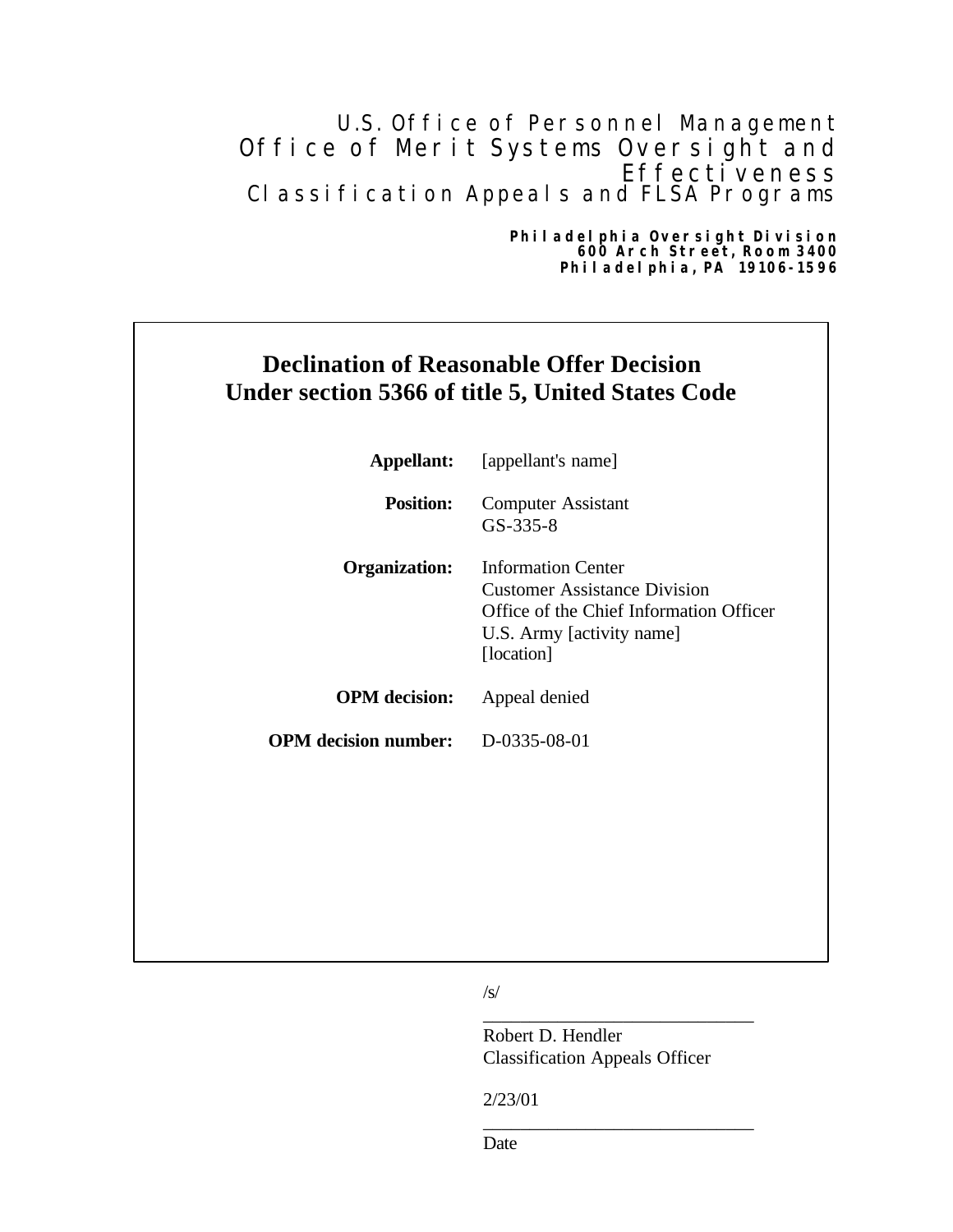U.S. Office of Personnel Management
Office of Merit Systems Oversight and Effectiveness
Classification Appeals and FLSA Programs

**Philadelphia Oversight Division**
**600 Arch Street, Room 3400**
**Philadelphia, PA 19106-1596**

# Declination of Reasonable Offer Decision
# Under section 5366 of title 5, United States Code

**Appellant:** [appellant's name]

**Position:** Computer Assistant
GS-335-8

**Organization:** Information Center
Customer Assistance Division
Office of the Chief Information Officer
U.S. Army [activity name]
[location]

**OPM decision:** Appeal denied

**OPM decision number:** D-0335-08-01

/s/

Robert D. Hendler
Classification Appeals Officer

2/23/01

Date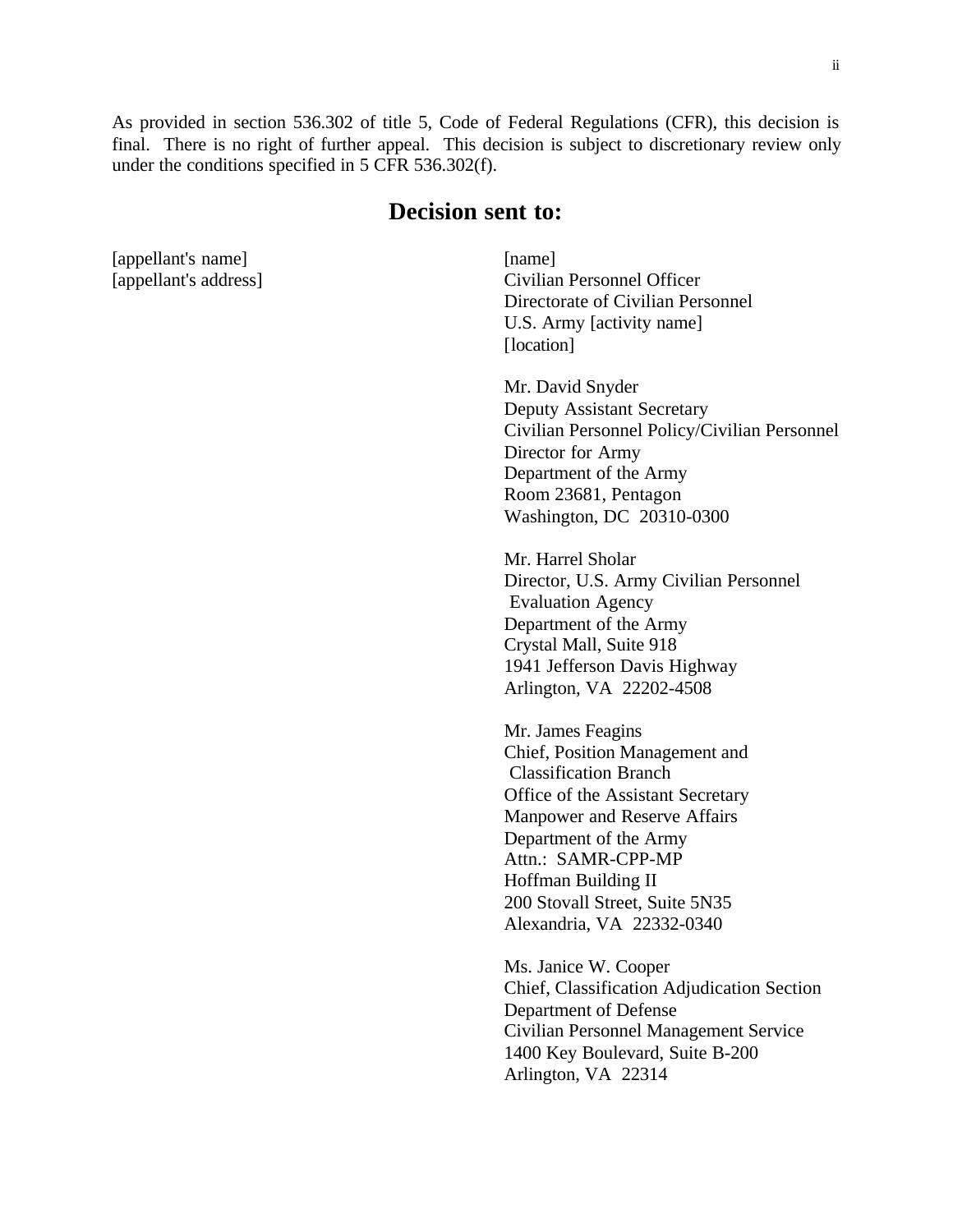As provided in section 536.302 of title 5, Code of Federal Regulations (CFR), this decision is final. There is no right of further appeal. This decision is subject to discretionary review only under the conditions specified in 5 CFR 536.302(f).

## Decision sent to:

[appellant's name]
[appellant's address]

[name]
Civilian Personnel Officer
Directorate of Civilian Personnel
U.S. Army [activity name]
[location]

Mr. David Snyder
Deputy Assistant Secretary
Civilian Personnel Policy/Civilian Personnel
Director for Army
Department of the Army
Room 23681, Pentagon
Washington, DC 20310-0300

Mr. Harrel Sholar
Director, U.S. Army Civilian Personnel
Evaluation Agency
Department of the Army
Crystal Mall, Suite 918
1941 Jefferson Davis Highway
Arlington, VA 22202-4508

Mr. James Feagins
Chief, Position Management and
Classification Branch
Office of the Assistant Secretary
Manpower and Reserve Affairs
Department of the Army
Attn.: SAMR-CPP-MP
Hoffman Building II
200 Stovall Street, Suite 5N35
Alexandria, VA 22332-0340

Ms. Janice W. Cooper
Chief, Classification Adjudication Section
Department of Defense
Civilian Personnel Management Service
1400 Key Boulevard, Suite B-200
Arlington, VA 22314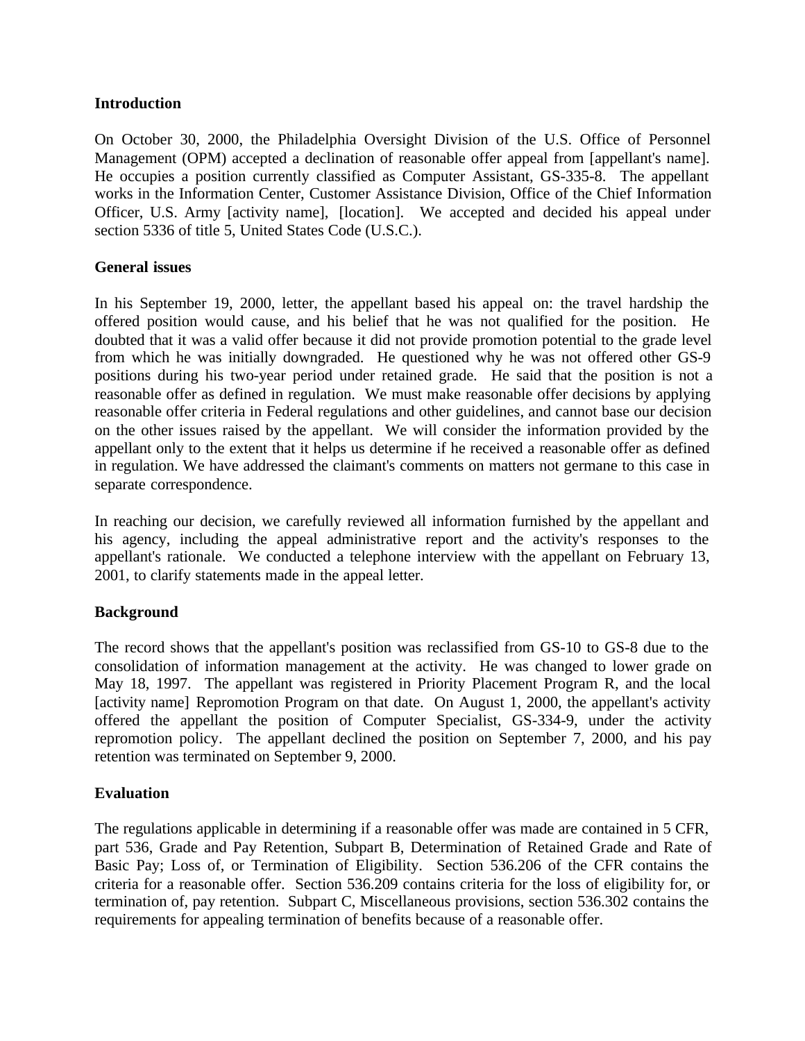**Introduction**

On October 30, 2000, the Philadelphia Oversight Division of the U.S. Office of Personnel Management (OPM) accepted a declination of reasonable offer appeal from [appellant's name]. He occupies a position currently classified as Computer Assistant, GS-335-8. The appellant works in the Information Center, Customer Assistance Division, Office of the Chief Information Officer, U.S. Army [activity name], [location]. We accepted and decided his appeal under section 5336 of title 5, United States Code (U.S.C.).

**General issues**

In his September 19, 2000, letter, the appellant based his appeal on: the travel hardship the offered position would cause, and his belief that he was not qualified for the position. He doubted that it was a valid offer because it did not provide promotion potential to the grade level from which he was initially downgraded. He questioned why he was not offered other GS-9 positions during his two-year period under retained grade. He said that the position is not a reasonable offer as defined in regulation. We must make reasonable offer decisions by applying reasonable offer criteria in Federal regulations and other guidelines, and cannot base our decision on the other issues raised by the appellant. We will consider the information provided by the appellant only to the extent that it helps us determine if he received a reasonable offer as defined in regulation. We have addressed the claimant's comments on matters not germane to this case in separate correspondence.

In reaching our decision, we carefully reviewed all information furnished by the appellant and his agency, including the appeal administrative report and the activity's responses to the appellant's rationale. We conducted a telephone interview with the appellant on February 13, 2001, to clarify statements made in the appeal letter.

**Background**

The record shows that the appellant's position was reclassified from GS-10 to GS-8 due to the consolidation of information management at the activity. He was changed to lower grade on May 18, 1997. The appellant was registered in Priority Placement Program R, and the local [activity name] Repromotion Program on that date. On August 1, 2000, the appellant's activity offered the appellant the position of Computer Specialist, GS-334-9, under the activity repromotion policy. The appellant declined the position on September 7, 2000, and his pay retention was terminated on September 9, 2000.

**Evaluation**

The regulations applicable in determining if a reasonable offer was made are contained in 5 CFR, part 536, Grade and Pay Retention, Subpart B, Determination of Retained Grade and Rate of Basic Pay; Loss of, or Termination of Eligibility. Section 536.206 of the CFR contains the criteria for a reasonable offer. Section 536.209 contains criteria for the loss of eligibility for, or termination of, pay retention. Subpart C, Miscellaneous provisions, section 536.302 contains the requirements for appealing termination of benefits because of a reasonable offer.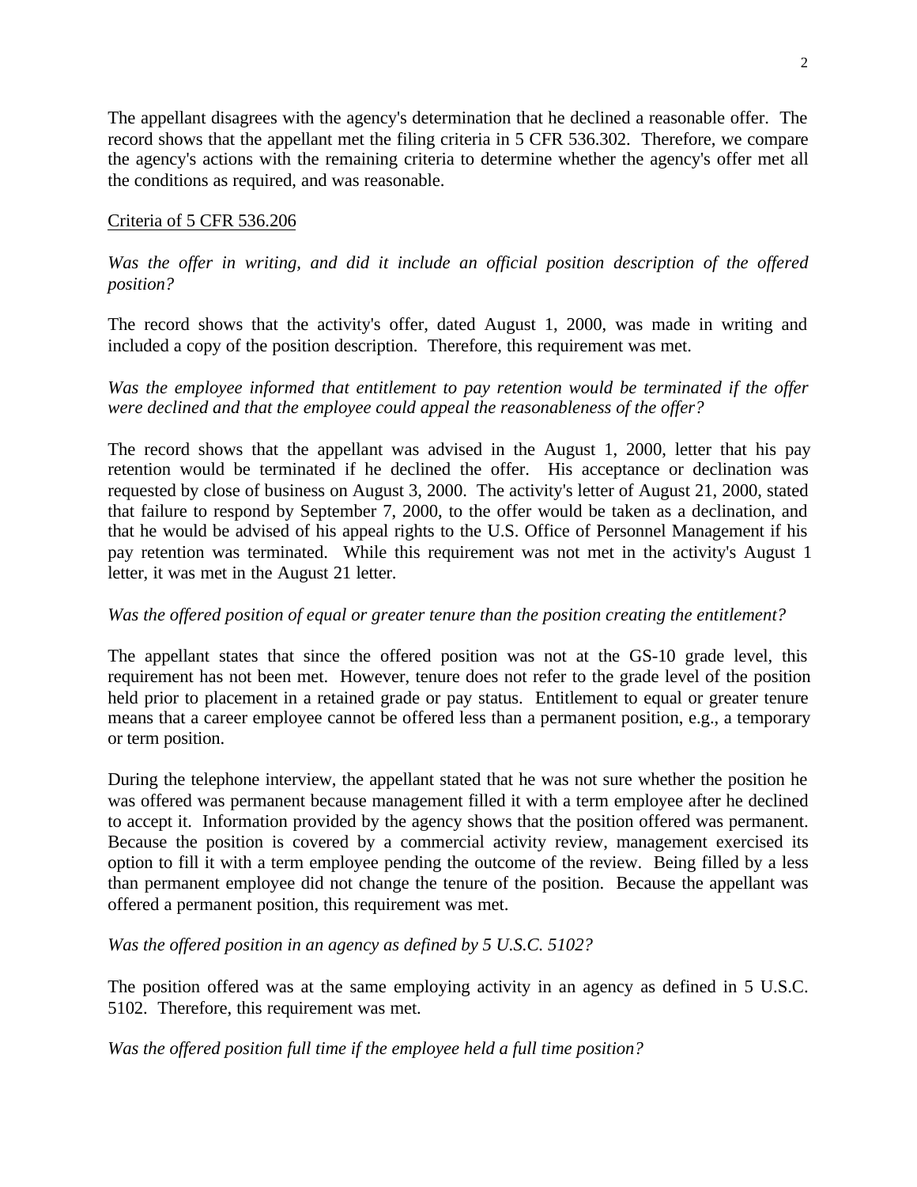The appellant disagrees with the agency's determination that he declined a reasonable offer. The record shows that the appellant met the filing criteria in 5 CFR 536.302. Therefore, we compare the agency's actions with the remaining criteria to determine whether the agency's offer met all the conditions as required, and was reasonable.

Criteria of 5 CFR 536.206

*Was the offer in writing, and did it include an official position description of the offered position?*

The record shows that the activity's offer, dated August 1, 2000, was made in writing and included a copy of the position description. Therefore, this requirement was met.

*Was the employee informed that entitlement to pay retention would be terminated if the offer were declined and that the employee could appeal the reasonableness of the offer?*

The record shows that the appellant was advised in the August 1, 2000, letter that his pay retention would be terminated if he declined the offer. His acceptance or declination was requested by close of business on August 3, 2000. The activity's letter of August 21, 2000, stated that failure to respond by September 7, 2000, to the offer would be taken as a declination, and that he would be advised of his appeal rights to the U.S. Office of Personnel Management if his pay retention was terminated. While this requirement was not met in the activity's August 1 letter, it was met in the August 21 letter.

*Was the offered position of equal or greater tenure than the position creating the entitlement?*

The appellant states that since the offered position was not at the GS-10 grade level, this requirement has not been met. However, tenure does not refer to the grade level of the position held prior to placement in a retained grade or pay status. Entitlement to equal or greater tenure means that a career employee cannot be offered less than a permanent position, e.g., a temporary or term position.

During the telephone interview, the appellant stated that he was not sure whether the position he was offered was permanent because management filled it with a term employee after he declined to accept it. Information provided by the agency shows that the position offered was permanent. Because the position is covered by a commercial activity review, management exercised its option to fill it with a term employee pending the outcome of the review. Being filled by a less than permanent employee did not change the tenure of the position. Because the appellant was offered a permanent position, this requirement was met.

*Was the offered position in an agency as defined by 5 U.S.C. 5102?*

The position offered was at the same employing activity in an agency as defined in 5 U.S.C. 5102. Therefore, this requirement was met.

*Was the offered position full time if the employee held a full time position?*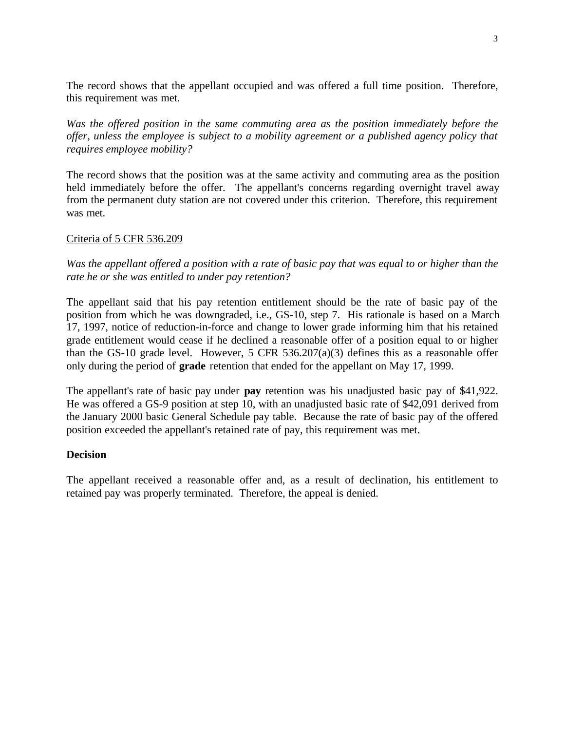The record shows that the appellant occupied and was offered a full time position. Therefore, this requirement was met.

*Was the offered position in the same commuting area as the position immediately before the offer, unless the employee is subject to a mobility agreement or a published agency policy that requires employee mobility?*

The record shows that the position was at the same activity and commuting area as the position held immediately before the offer. The appellant's concerns regarding overnight travel away from the permanent duty station are not covered under this criterion. Therefore, this requirement was met.

<u>Criteria of 5 CFR 536.209</u>

*Was the appellant offered a position with a rate of basic pay that was equal to or higher than the rate he or she was entitled to under pay retention?*

The appellant said that his pay retention entitlement should be the rate of basic pay of the position from which he was downgraded, i.e., GS-10, step 7. His rationale is based on a March 17, 1997, notice of reduction-in-force and change to lower grade informing him that his retained grade entitlement would cease if he declined a reasonable offer of a position equal to or higher than the GS-10 grade level. However, 5 CFR 536.207(a)(3) defines this as a reasonable offer only during the period of **grade** retention that ended for the appellant on May 17, 1999.

The appellant's rate of basic pay under **pay** retention was his unadjusted basic pay of $41,922. He was offered a GS-9 position at step 10, with an unadjusted basic rate of $42,091 derived from the January 2000 basic General Schedule pay table. Because the rate of basic pay of the offered position exceeded the appellant's retained rate of pay, this requirement was met.

**Decision**

The appellant received a reasonable offer and, as a result of declination, his entitlement to retained pay was properly terminated. Therefore, the appeal is denied.